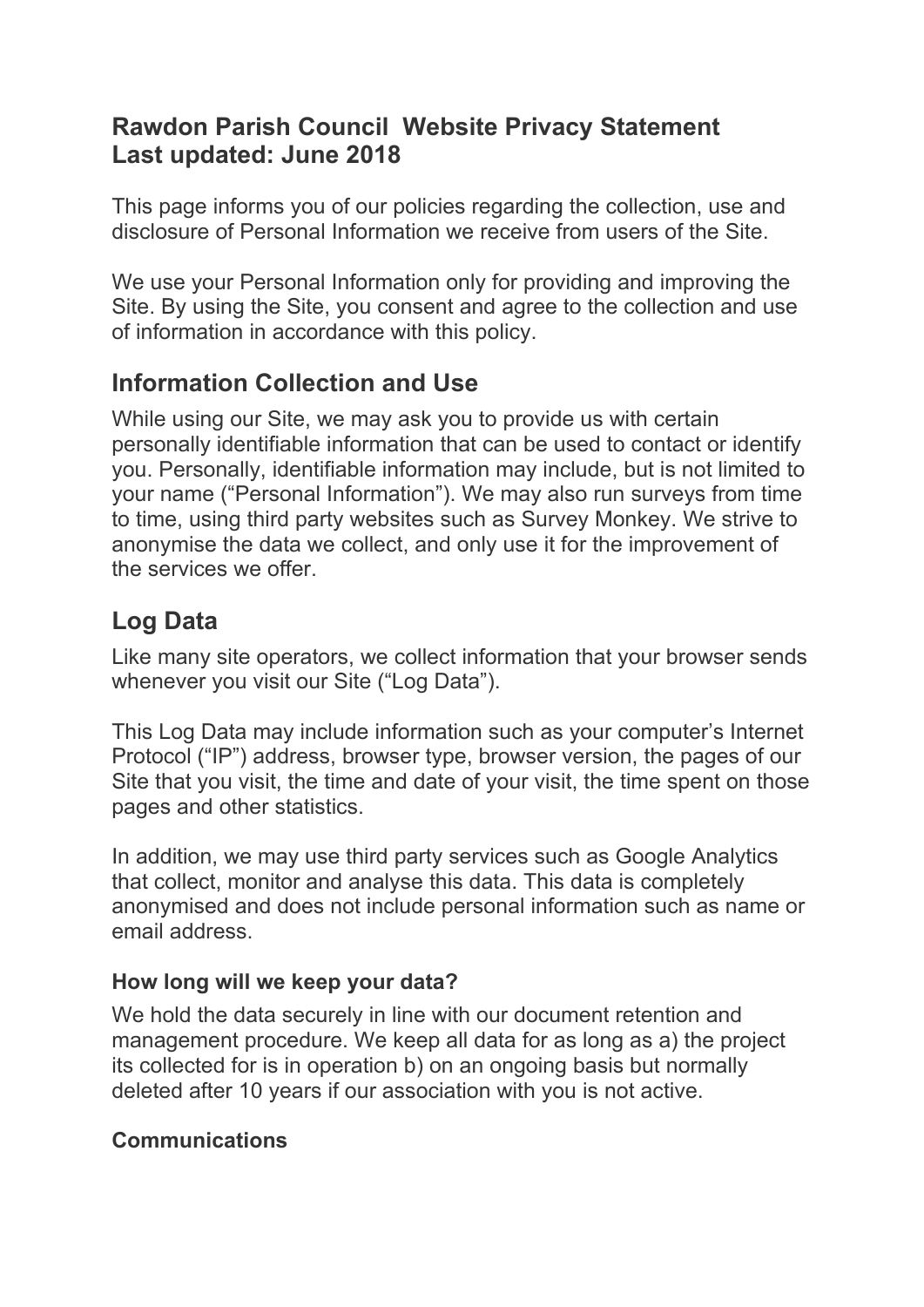# Rawdon Parish Council Website Privacy Statement
# Last updated: June 2018

This page informs you of our policies regarding the collection, use and disclosure of Personal Information we receive from users of the Site.

We use your Personal Information only for providing and improving the Site. By using the Site, you consent and agree to the collection and use of information in accordance with this policy.

## Information Collection and Use

While using our Site, we may ask you to provide us with certain personally identifiable information that can be used to contact or identify you. Personally, identifiable information may include, but is not limited to your name ("Personal Information"). We may also run surveys from time to time, using third party websites such as Survey Monkey. We strive to anonymise the data we collect, and only use it for the improvement of the services we offer.

## Log Data

Like many site operators, we collect information that your browser sends whenever you visit our Site ("Log Data").

This Log Data may include information such as your computer's Internet Protocol ("IP") address, browser type, browser version, the pages of our Site that you visit, the time and date of your visit, the time spent on those pages and other statistics.

In addition, we may use third party services such as Google Analytics that collect, monitor and analyse this data. This data is completely anonymised and does not include personal information such as name or email address.

### How long will we keep your data?

We hold the data securely in line with our document retention and management procedure. We keep all data for as long as a) the project its collected for is in operation b) on an ongoing basis but normally deleted after 10 years if our association with you is not active.

### Communications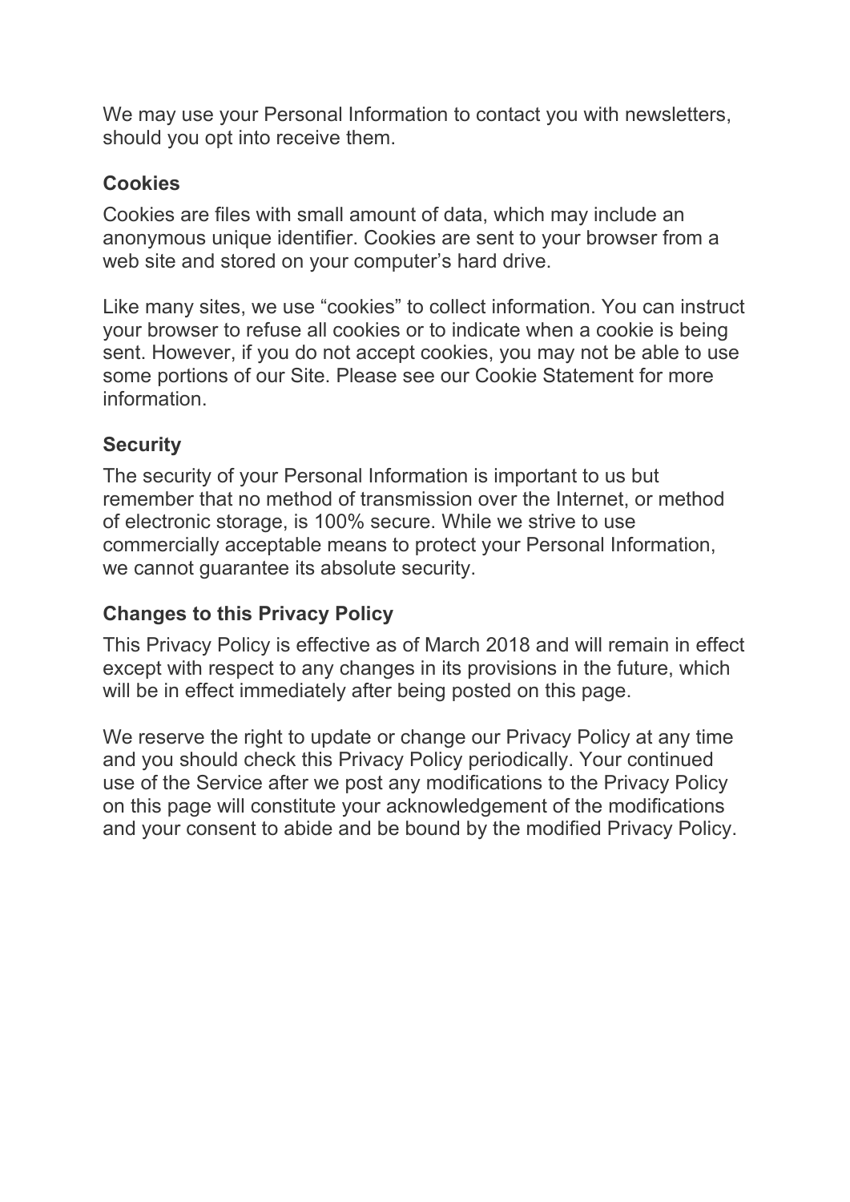We may use your Personal Information to contact you with newsletters, should you opt into receive them.

### Cookies

Cookies are files with small amount of data, which may include an anonymous unique identifier. Cookies are sent to your browser from a web site and stored on your computer's hard drive.

Like many sites, we use "cookies" to collect information. You can instruct your browser to refuse all cookies or to indicate when a cookie is being sent. However, if you do not accept cookies, you may not be able to use some portions of our Site. Please see our Cookie Statement for more information.

### Security

The security of your Personal Information is important to us but remember that no method of transmission over the Internet, or method of electronic storage, is 100% secure. While we strive to use commercially acceptable means to protect your Personal Information, we cannot guarantee its absolute security.

### Changes to this Privacy Policy

This Privacy Policy is effective as of March 2018 and will remain in effect except with respect to any changes in its provisions in the future, which will be in effect immediately after being posted on this page.

We reserve the right to update or change our Privacy Policy at any time and you should check this Privacy Policy periodically. Your continued use of the Service after we post any modifications to the Privacy Policy on this page will constitute your acknowledgement of the modifications and your consent to abide and be bound by the modified Privacy Policy.